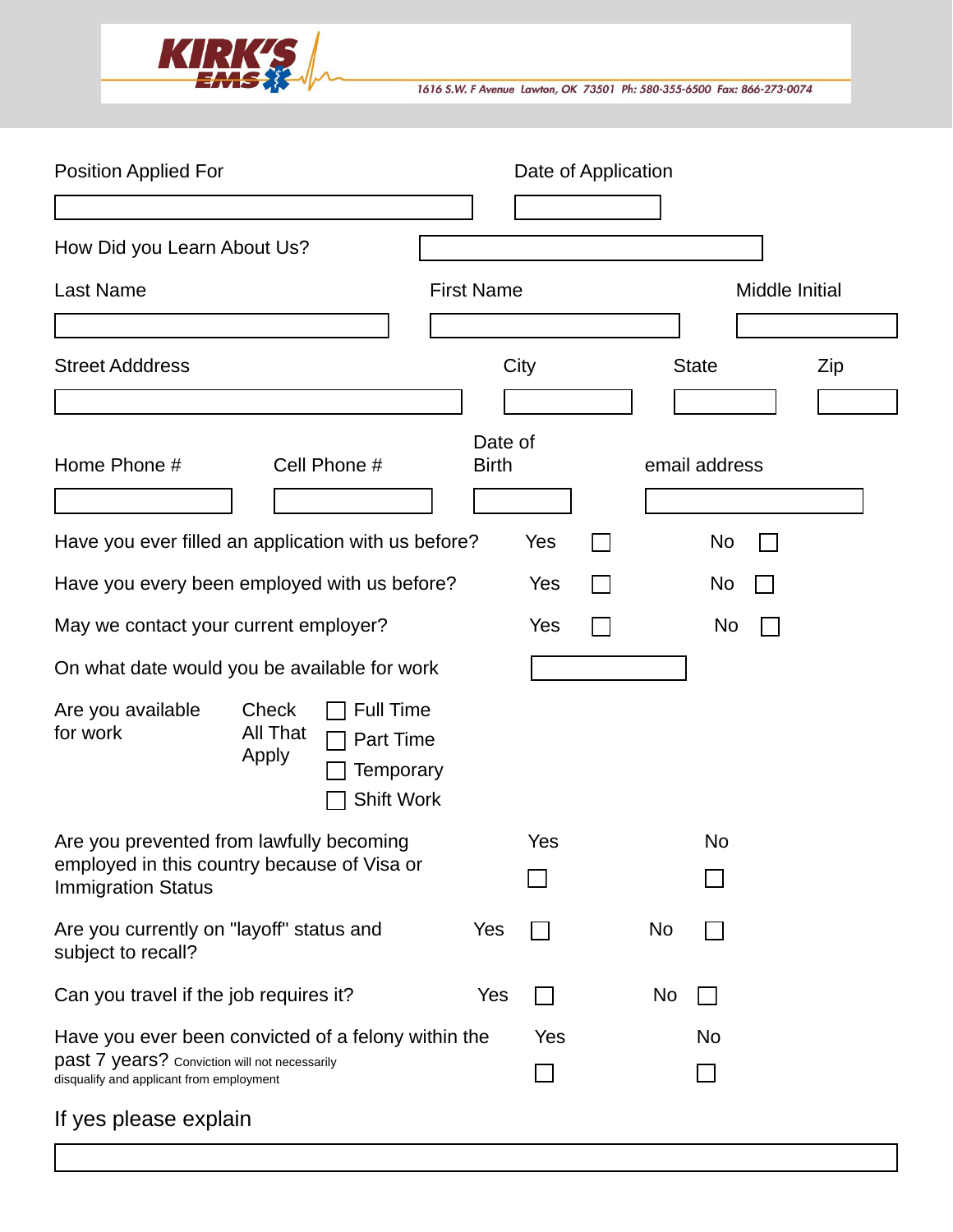**KIRK'S EMS**

1616 S.W. F Avenue Lawton, OK 73501 Ph: 580-355-6500 Fax: 866-273-0074

Position Applied For

Date of Application

How Did you Learn About Us?

| Last Name | First Name | Middle Initial |
|---|---|---|
| | | |

| Street Adddress | City | State | Zip |
|---|---|---|---|
| | | | |

| Home Phone # | Cell Phone # | Date of Birth | email address |
|---|---|---|---|
| | | | |

Have you ever filled an application with us before? Yes ☐ No ☐

Have you every been employed with us before? Yes ☐ No ☐

May we contact your current employer? Yes ☐ No ☐

On what date would you be available for work

Are you available for work — Check All That Apply

- ☐ Full Time
- ☐ Part Time
- ☐ Temporary
- ☐ Shift Work

Are you prevented from lawfully becoming employed in this country because of Visa or Immigration Status — Yes ☐ No ☐

Are you currently on "layoff" status and subject to recall? — Yes ☐ No ☐

Can you travel if the job requires it? — Yes ☐ No ☐

Have you ever been convicted of a felony within the past 7 years? Conviction will not necessarily disqualify and applicant from employment — Yes ☐ No ☐

If yes please explain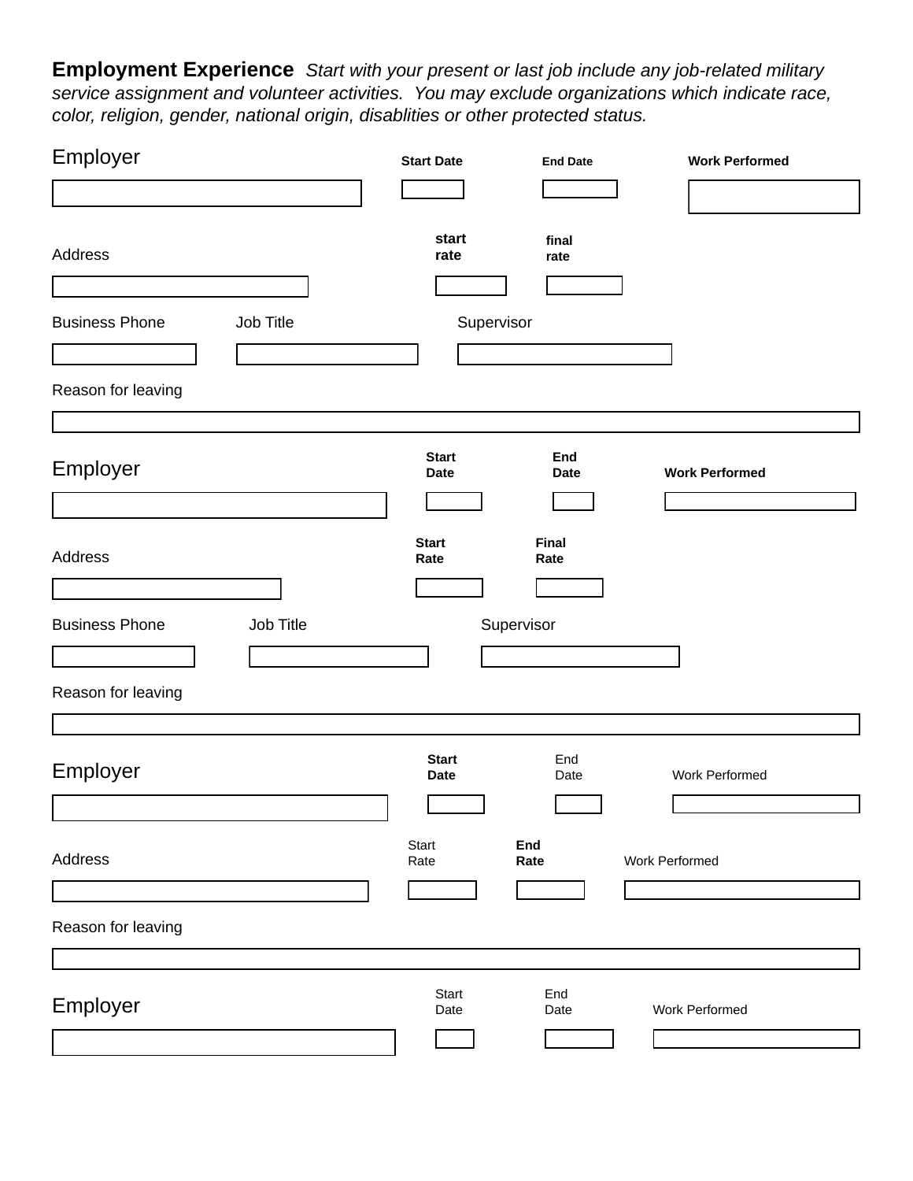**Employment Experience** *Start with your present or last job include any job-related military service assignment and volunteer activities. You may exclude organizations which indicate race, color, religion, gender, national origin, disablities or other protected status.*

Employer | **Start Date** | **End Date** | **Work Performed**

Address | **start rate** | **final rate**

Business Phone | Job Title | Supervisor

Reason for leaving

Employer | **Start Date** | **End Date** | **Work Performed**

Address | **Start Rate** | **Final Rate**

Business Phone | Job Title | Supervisor

Reason for leaving

Employer | **Start Date** | End Date | Work Performed

Address | Start Rate | **End Rate** | Work Performed

Reason for leaving

Employer | Start Date | End Date | Work Performed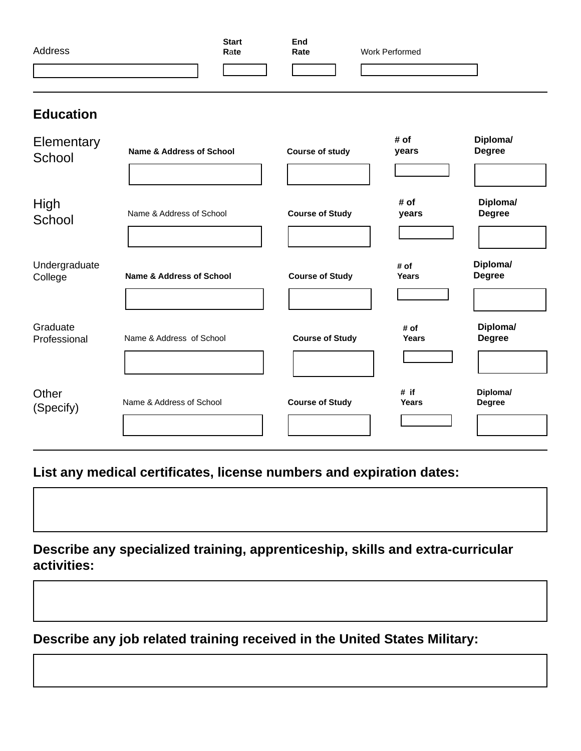| Address | Start Rate | End Rate | Work Performed |
|---|---|---|---|
| | | | |

## Education

| | Name & Address of School | Course of Study | # of Years | Diploma/ Degree |
|---|---|---|---|---|
| Elementary School | | | | |
| High School | | | | |
| Undergraduate College | | | | |
| Graduate Professional | | | | |
| Other (Specify) | | | | |

**List any medical certificates, license numbers and expiration dates:**

**Describe any specialized training, apprenticeship, skills and extra-curricular activities:**

**Describe any job related training received in the United States Military:**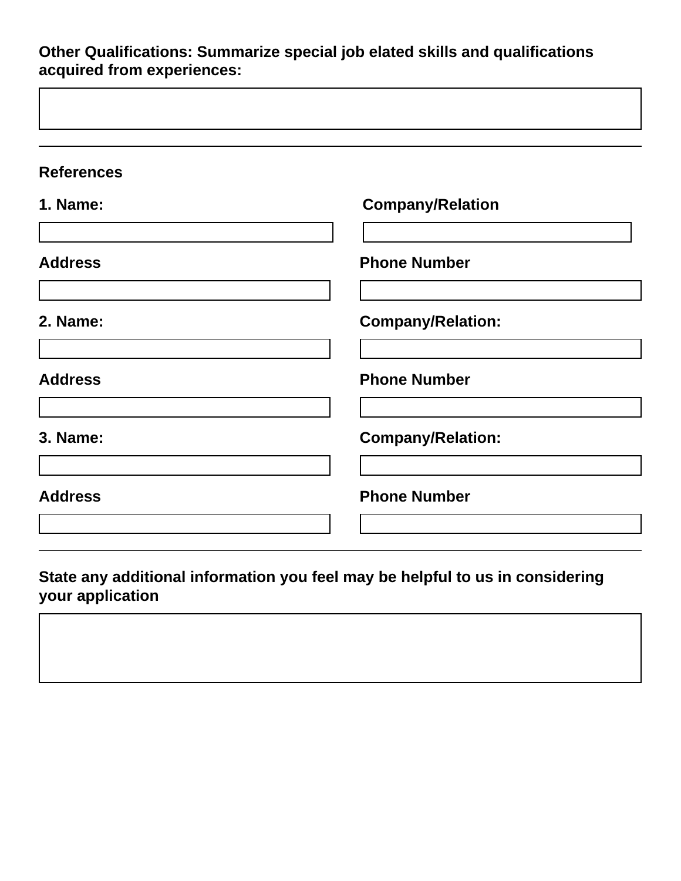**Other Qualifications: Summarize special job elated skills and qualifications acquired from experiences:**

---

**References**

**1. Name:** | **Company/Relation**

**Address** | **Phone Number**

**2. Name:** | **Company/Relation:**

**Address** | **Phone Number**

**3. Name:** | **Company/Relation:**

**Address** | **Phone Number**

---

**State any additional information you feel may be helpful to us in considering your application**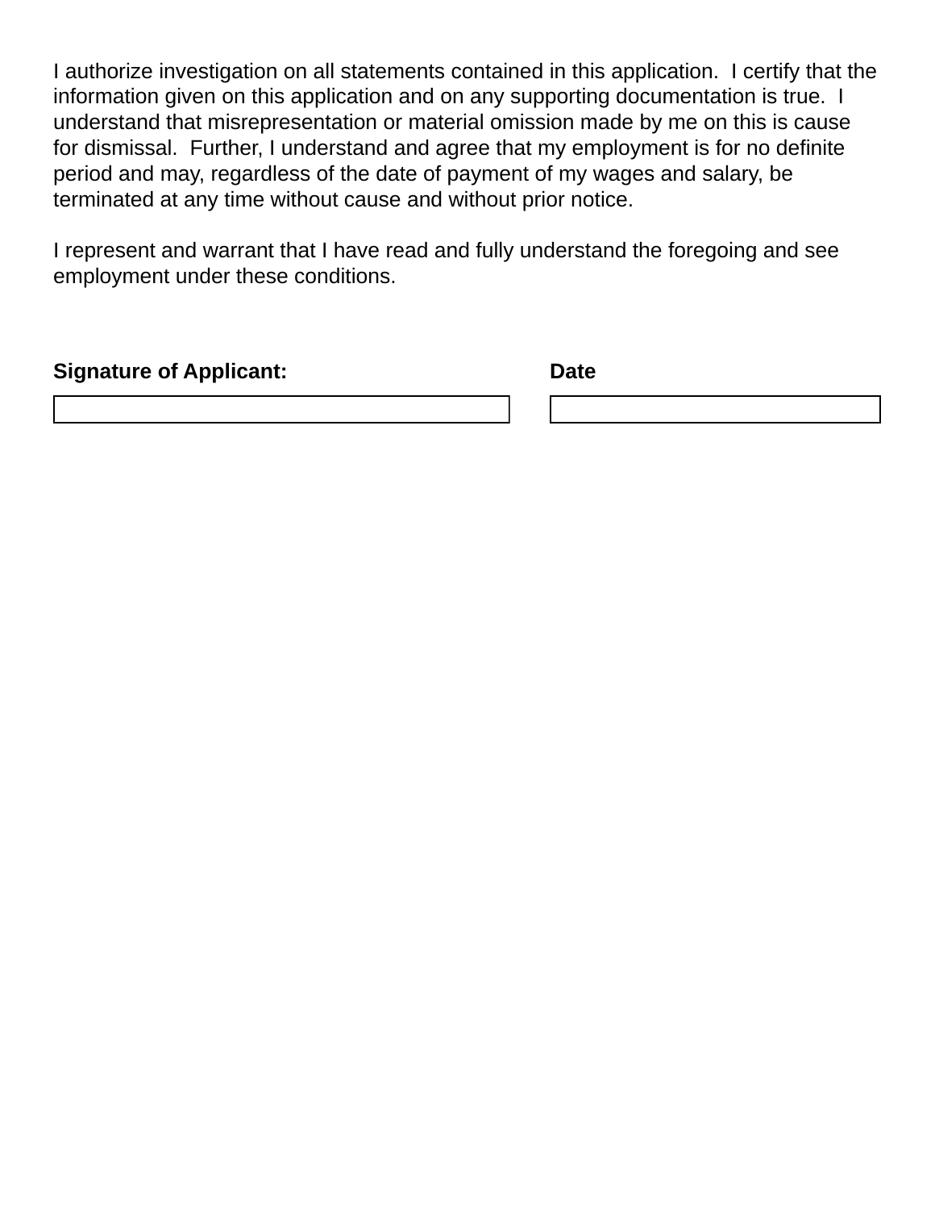I authorize investigation on all statements contained in this application. I certify that the information given on this application and on any supporting documentation is true. I understand that misrepresentation or material omission made by me on this is cause for dismissal. Further, I understand and agree that my employment is for no definite period and may, regardless of the date of payment of my wages and salary, be terminated at any time without cause and without prior notice.

I represent and warrant that I have read and fully understand the foregoing and see employment under these conditions.

| **Signature of Applicant:** | **Date** |
| --- | --- |
| | |